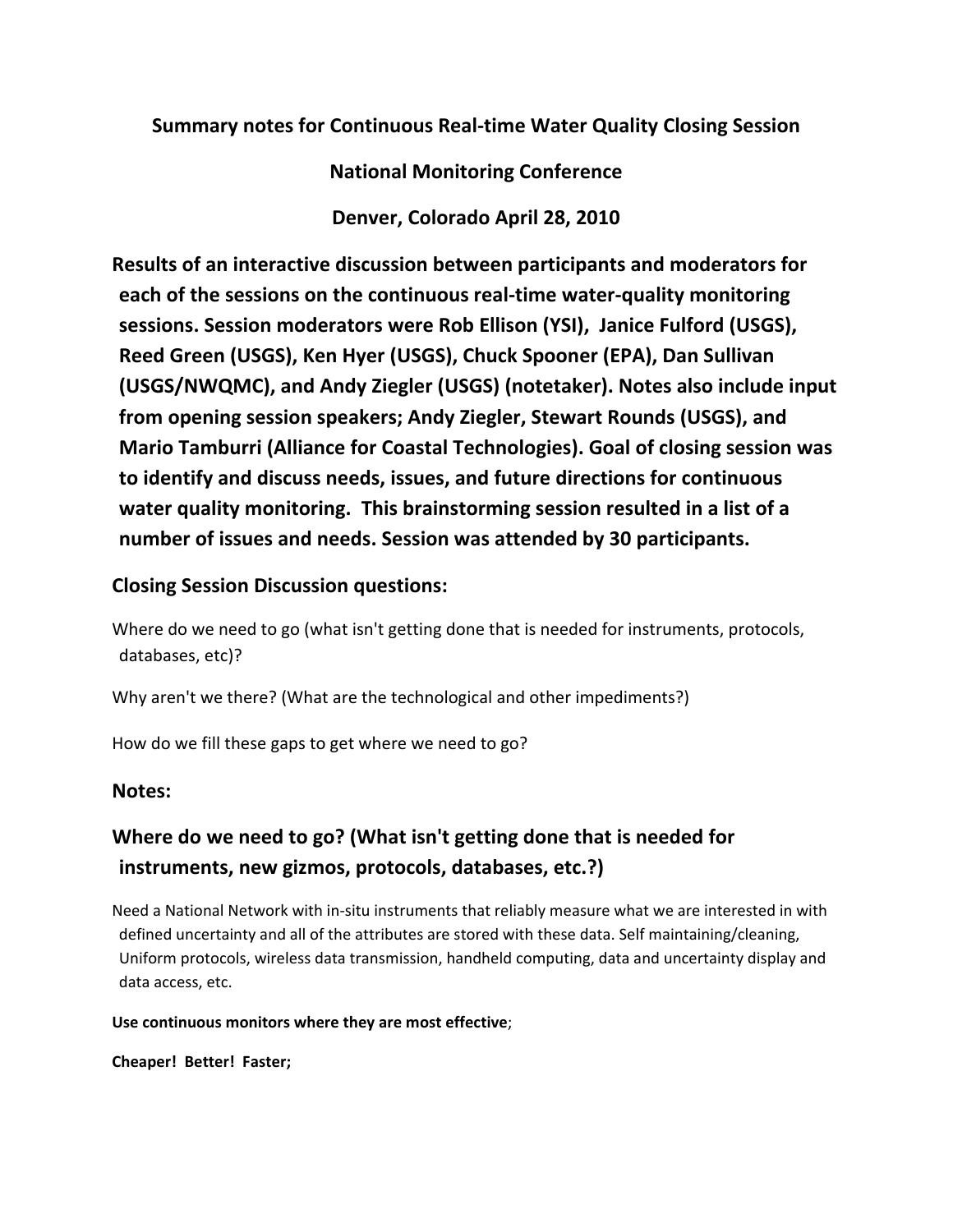**Summary notes for Continuous Real-time Water Quality Closing Session**

**National Monitoring Conference**

**Denver, Colorado April 28, 2010**

**Results of an interactive discussion between participants and moderators for each of the sessions on the continuous real-time water-quality monitoring sessions. Session moderators were Rob Ellison (YSI), Janice Fulford (USGS), Reed Green (USGS), Ken Hyer (USGS), Chuck Spooner (EPA), Dan Sullivan (USGS/NWQMC), and Andy Ziegler (USGS) (notetaker). Notes also include input from opening session speakers; Andy Ziegler, Stewart Rounds (USGS), and Mario Tamburri (Alliance for Coastal Technologies). Goal of closing session was to identify and discuss needs, issues, and future directions for continuous water quality monitoring. This brainstorming session resulted in a list of a number of issues and needs. Session was attended by 30 participants.**

## Closing Session Discussion questions:

Where do we need to go (what isn't getting done that is needed for instruments, protocols, databases, etc)?

Why aren't we there? (What are the technological and other impediments?)

How do we fill these gaps to get where we need to go?

## Notes:

## Where do we need to go? (What isn't getting done that is needed for instruments, new gizmos, protocols, databases, etc.?)

Need a National Network with in-situ instruments that reliably measure what we are interested in with defined uncertainty and all of the attributes are stored with these data. Self maintaining/cleaning, Uniform protocols, wireless data transmission, handheld computing, data and uncertainty display and data access, etc.

**Use continuous monitors where they are most effective**;

**Cheaper! Better! Faster;**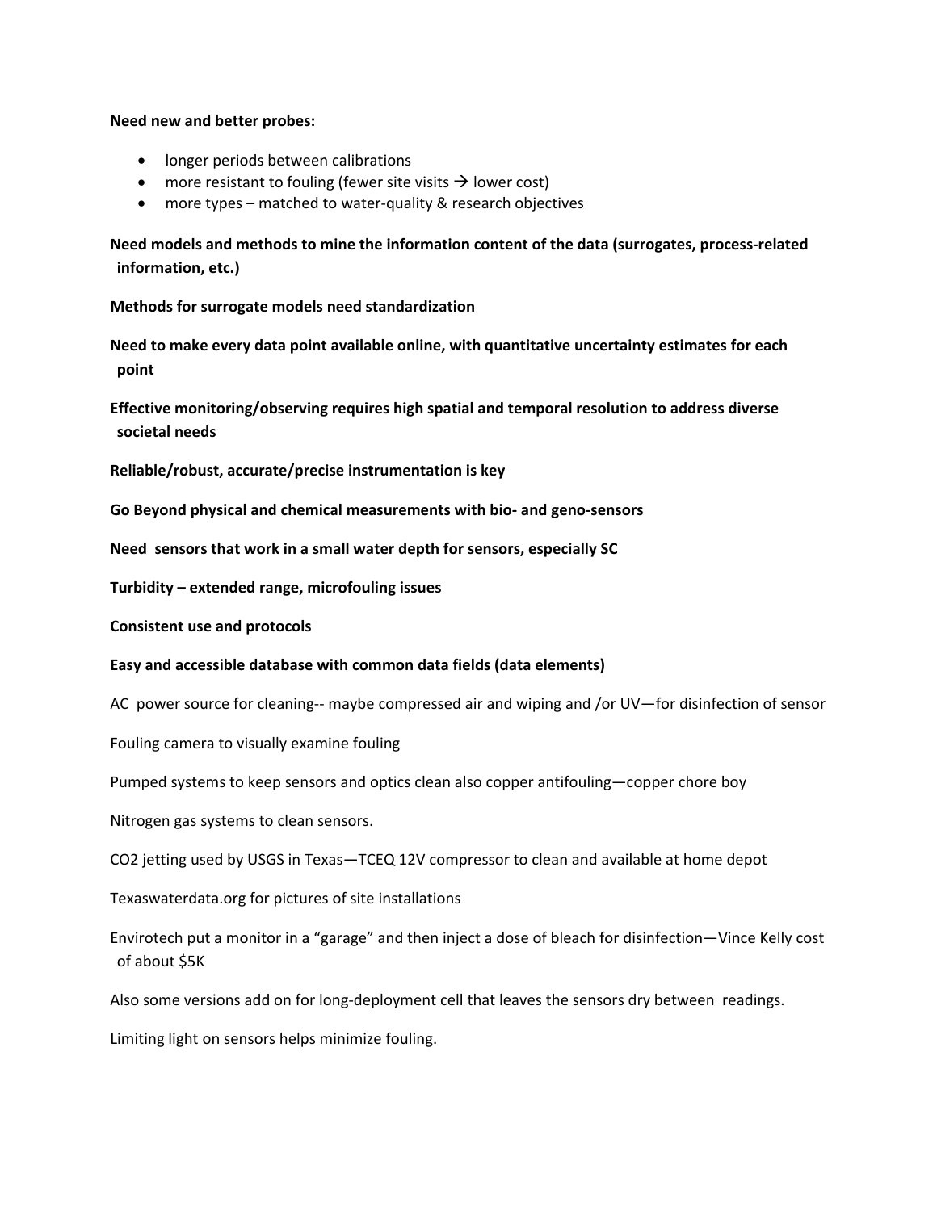**Need new and better probes:**

- longer periods between calibrations
- more resistant to fouling (fewer site visits → lower cost)
- more types – matched to water-quality & research objectives

**Need models and methods to mine the information content of the data (surrogates, process-related information, etc.)**

**Methods for surrogate models need standardization**

**Need to make every data point available online, with quantitative uncertainty estimates for each point**

**Effective monitoring/observing requires high spatial and temporal resolution to address diverse societal needs**

**Reliable/robust, accurate/precise instrumentation is key**

**Go Beyond physical and chemical measurements with bio- and geno-sensors**

**Need sensors that work in a small water depth for sensors, especially SC**

**Turbidity – extended range, microfouling issues**

**Consistent use and protocols**

**Easy and accessible database with common data fields (data elements)**

AC power source for cleaning-- maybe compressed air and wiping and /or UV—for disinfection of sensor

Fouling camera to visually examine fouling

Pumped systems to keep sensors and optics clean also copper antifouling—copper chore boy

Nitrogen gas systems to clean sensors.

$CO_2$ jetting used by USGS in Texas—TCEQ 12V compressor to clean and available at home depot

Texaswaterdata.org for pictures of site installations

Envirotech put a monitor in a "garage" and then inject a dose of bleach for disinfection—Vince Kelly cost of about $5K

Also some versions add on for long-deployment cell that leaves the sensors dry between readings.

Limiting light on sensors helps minimize fouling.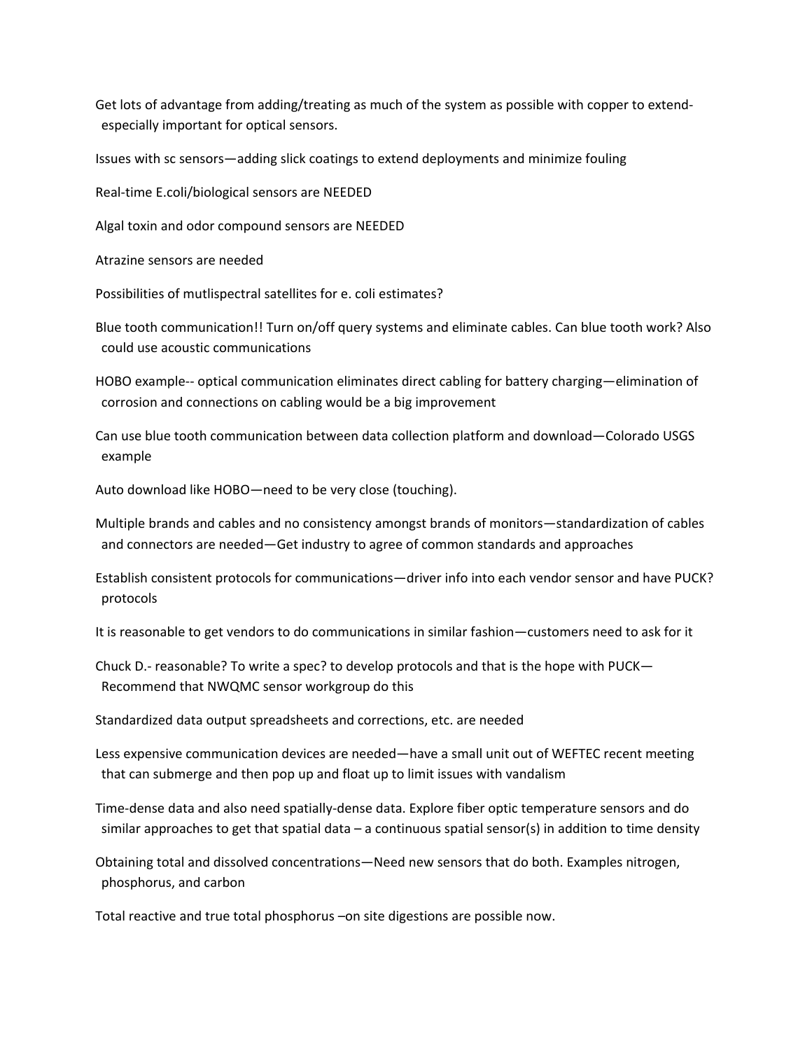Get lots of advantage from adding/treating as much of the system as possible with copper to extend- especially important for optical sensors.

Issues with sc sensors—adding slick coatings to extend deployments and minimize fouling

Real-time E.coli/biological sensors are NEEDED

Algal toxin and odor compound sensors are NEEDED

Atrazine sensors are needed

Possibilities of mutlispectral satellites for e. coli estimates?

Blue tooth communication!! Turn on/off query systems and eliminate cables. Can blue tooth work? Also could use acoustic communications

HOBO example-- optical communication eliminates direct cabling for battery charging—elimination of corrosion and connections on cabling would be a big improvement

Can use blue tooth communication between data collection platform and download—Colorado USGS example

Auto download like HOBO—need to be very close (touching).

Multiple brands and cables and no consistency amongst brands of monitors—standardization of cables and connectors are needed—Get industry to agree of common standards and approaches

Establish consistent protocols for communications—driver info into each vendor sensor and have PUCK? protocols

It is reasonable to get vendors to do communications in similar fashion—customers need to ask for it

Chuck D.- reasonable? To write a spec? to develop protocols and that is the hope with PUCK—Recommend that NWQMC sensor workgroup do this

Standardized data output spreadsheets and corrections, etc. are needed

Less expensive communication devices are needed—have a small unit out of WEFTEC recent meeting that can submerge and then pop up and float up to limit issues with vandalism

Time-dense data and also need spatially-dense data. Explore fiber optic temperature sensors and do similar approaches to get that spatial data – a continuous spatial sensor(s) in addition to time density

Obtaining total and dissolved concentrations—Need new sensors that do both. Examples nitrogen, phosphorus, and carbon

Total reactive and true total phosphorus –on site digestions are possible now.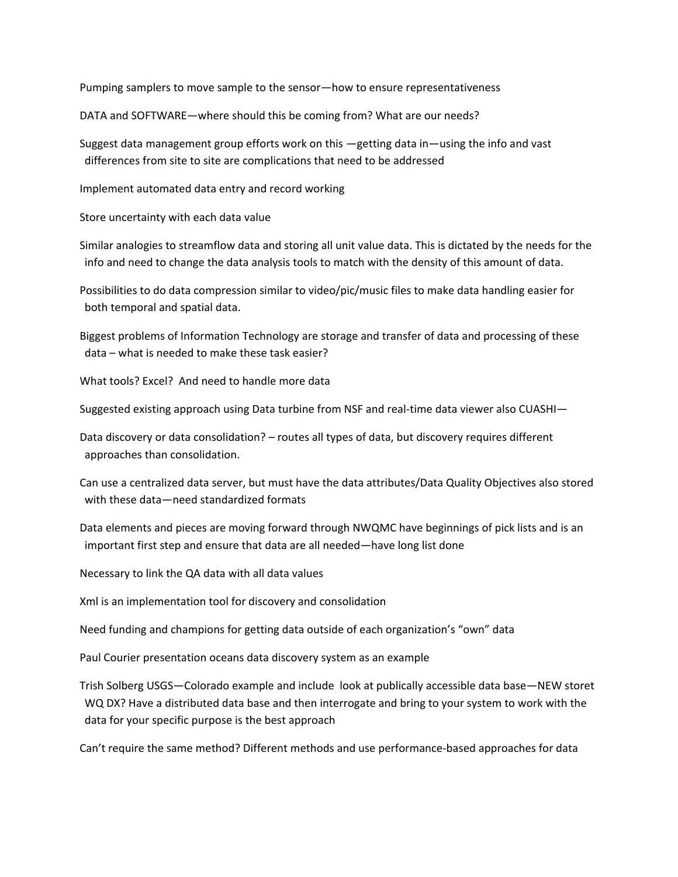Pumping samplers to move sample to the sensor—how to ensure representativeness

DATA and SOFTWARE—where should this be coming from? What are our needs?

Suggest data management group efforts work on this —getting data in—using the info and vast differences from site to site are complications that need to be addressed

Implement automated data entry and record working

Store uncertainty with each data value

Similar analogies to streamflow data and storing all unit value data. This is dictated by the needs for the info and need to change the data analysis tools to match with the density of this amount of data.

Possibilities to do data compression similar to video/pic/music files to make data handling easier for both temporal and spatial data.

Biggest problems of Information Technology are storage and transfer of data and processing of these data – what is needed to make these task easier?

What tools? Excel? And need to handle more data

Suggested existing approach using Data turbine from NSF and real-time data viewer also CUASHI—

Data discovery or data consolidation? – routes all types of data, but discovery requires different approaches than consolidation.

Can use a centralized data server, but must have the data attributes/Data Quality Objectives also stored with these data—need standardized formats

Data elements and pieces are moving forward through NWQMC have beginnings of pick lists and is an important first step and ensure that data are all needed—have long list done

Necessary to link the QA data with all data values

Xml is an implementation tool for discovery and consolidation

Need funding and champions for getting data outside of each organization's "own" data

Paul Courier presentation oceans data discovery system as an example

Trish Solberg USGS—Colorado example and include look at publically accessible data base—NEW storet WQ DX? Have a distributed data base and then interrogate and bring to your system to work with the data for your specific purpose is the best approach

Can't require the same method? Different methods and use performance-based approaches for data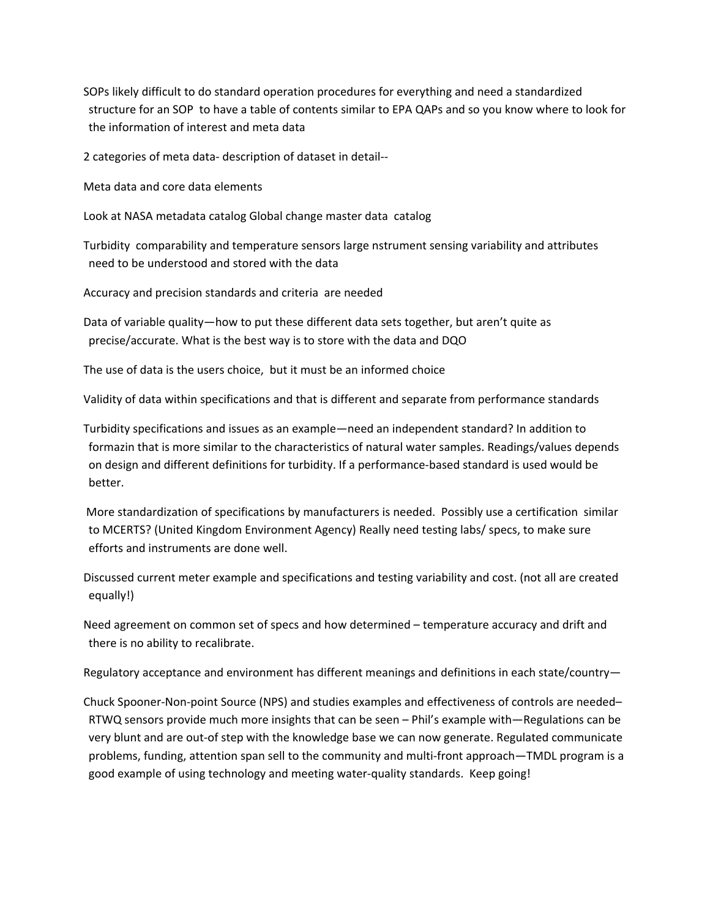SOPs likely difficult to do standard operation procedures for everything and need a standardized structure for an SOP to have a table of contents similar to EPA QAPs and so you know where to look for the information of interest and meta data

2 categories of meta data- description of dataset in detail--

Meta data and core data elements

Look at NASA metadata catalog Global change master data catalog

Turbidity comparability and temperature sensors large nstrument sensing variability and attributes need to be understood and stored with the data

Accuracy and precision standards and criteria are needed

Data of variable quality—how to put these different data sets together, but aren't quite as precise/accurate. What is the best way is to store with the data and DQO

The use of data is the users choice, but it must be an informed choice

Validity of data within specifications and that is different and separate from performance standards

Turbidity specifications and issues as an example—need an independent standard? In addition to formazin that is more similar to the characteristics of natural water samples. Readings/values depends on design and different definitions for turbidity. If a performance-based standard is used would be better.

More standardization of specifications by manufacturers is needed. Possibly use a certification similar to MCERTS? (United Kingdom Environment Agency) Really need testing labs/ specs, to make sure efforts and instruments are done well.

Discussed current meter example and specifications and testing variability and cost. (not all are created equally!)

Need agreement on common set of specs and how determined – temperature accuracy and drift and there is no ability to recalibrate.

Regulatory acceptance and environment has different meanings and definitions in each state/country—

Chuck Spooner-Non-point Source (NPS) and studies examples and effectiveness of controls are needed– RTWQ sensors provide much more insights that can be seen – Phil's example with—Regulations can be very blunt and are out-of step with the knowledge base we can now generate. Regulated communicate problems, funding, attention span sell to the community and multi-front approach—TMDL program is a good example of using technology and meeting water-quality standards. Keep going!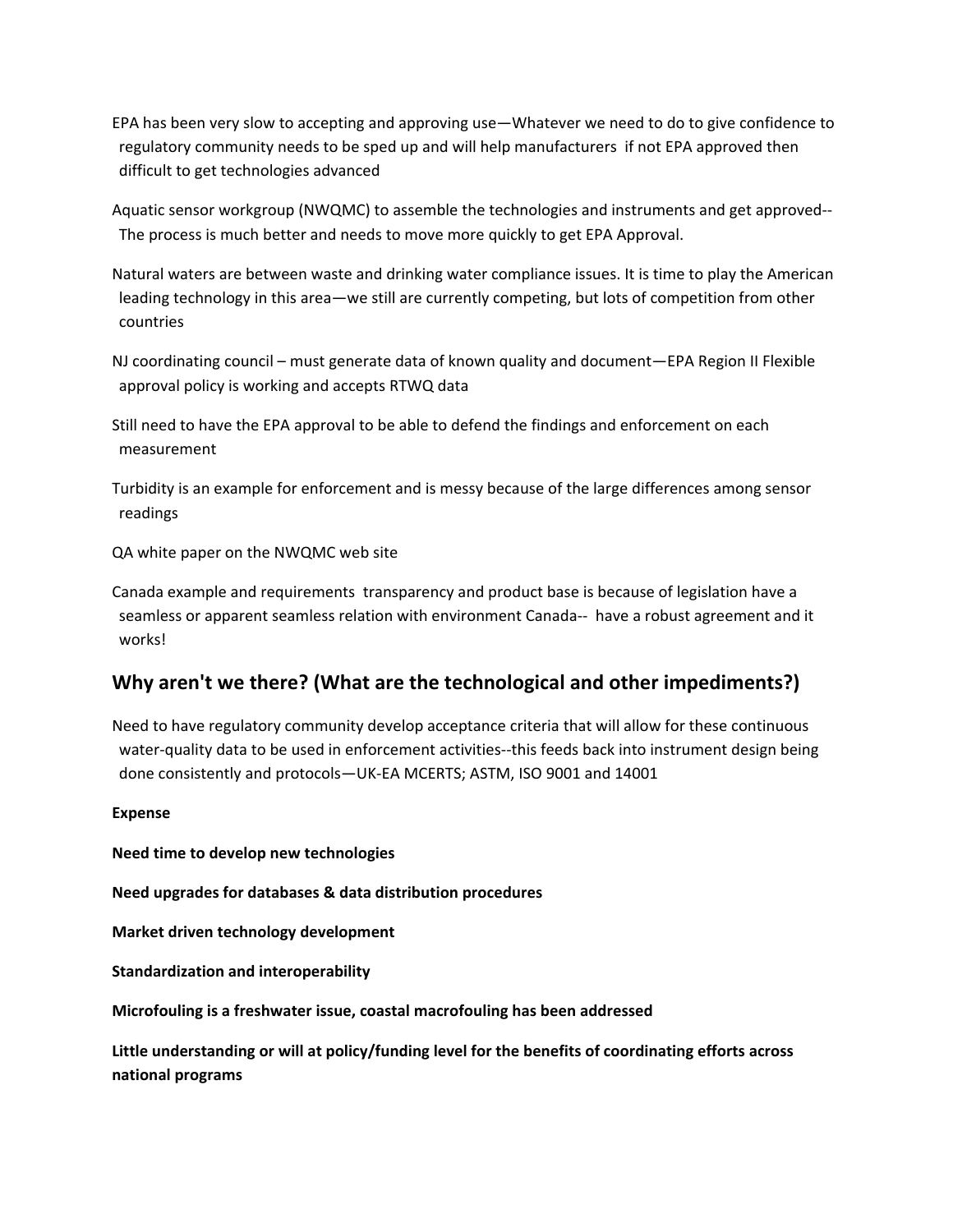EPA has been very slow to accepting and approving use—Whatever we need to do to give confidence to regulatory community needs to be sped up and will help manufacturers if not EPA approved then difficult to get technologies advanced

Aquatic sensor workgroup (NWQMC) to assemble the technologies and instruments and get approved-- The process is much better and needs to move more quickly to get EPA Approval.

Natural waters are between waste and drinking water compliance issues. It is time to play the American leading technology in this area—we still are currently competing, but lots of competition from other countries

NJ coordinating council – must generate data of known quality and document—EPA Region II Flexible approval policy is working and accepts RTWQ data

Still need to have the EPA approval to be able to defend the findings and enforcement on each measurement

Turbidity is an example for enforcement and is messy because of the large differences among sensor readings

QA white paper on the NWQMC web site

Canada example and requirements transparency and product base is because of legislation have a seamless or apparent seamless relation with environment Canada-- have a robust agreement and it works!

## Why aren't we there? (What are the technological and other impediments?)

Need to have regulatory community develop acceptance criteria that will allow for these continuous water-quality data to be used in enforcement activities--this feeds back into instrument design being done consistently and protocols—UK-EA MCERTS; ASTM, ISO 9001 and 14001

**Expense**

**Need time to develop new technologies**

**Need upgrades for databases & data distribution procedures**

**Market driven technology development**

**Standardization and interoperability**

**Microfouling is a freshwater issue, coastal macrofouling has been addressed**

**Little understanding or will at policy/funding level for the benefits of coordinating efforts across national programs**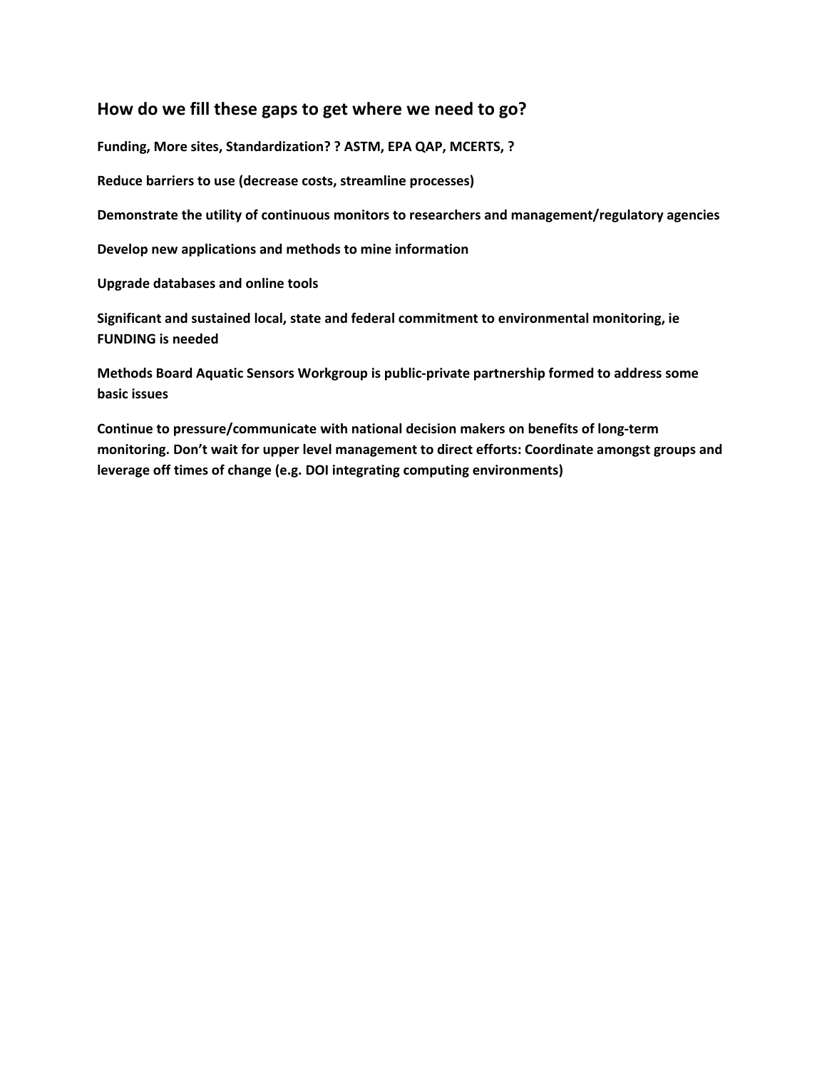## How do we fill these gaps to get where we need to go?

**Funding, More sites, Standardization? ? ASTM, EPA QAP, MCERTS, ?**

**Reduce barriers to use (decrease costs, streamline processes)**

**Demonstrate the utility of continuous monitors to researchers and management/regulatory agencies**

**Develop new applications and methods to mine information**

**Upgrade databases and online tools**

**Significant and sustained local, state and federal commitment to environmental monitoring, ie FUNDING is needed**

**Methods Board Aquatic Sensors Workgroup is public-private partnership formed to address some basic issues**

**Continue to pressure/communicate with national decision makers on benefits of long-term monitoring. Don't wait for upper level management to direct efforts: Coordinate amongst groups and leverage off times of change (e.g. DOI integrating computing environments)**